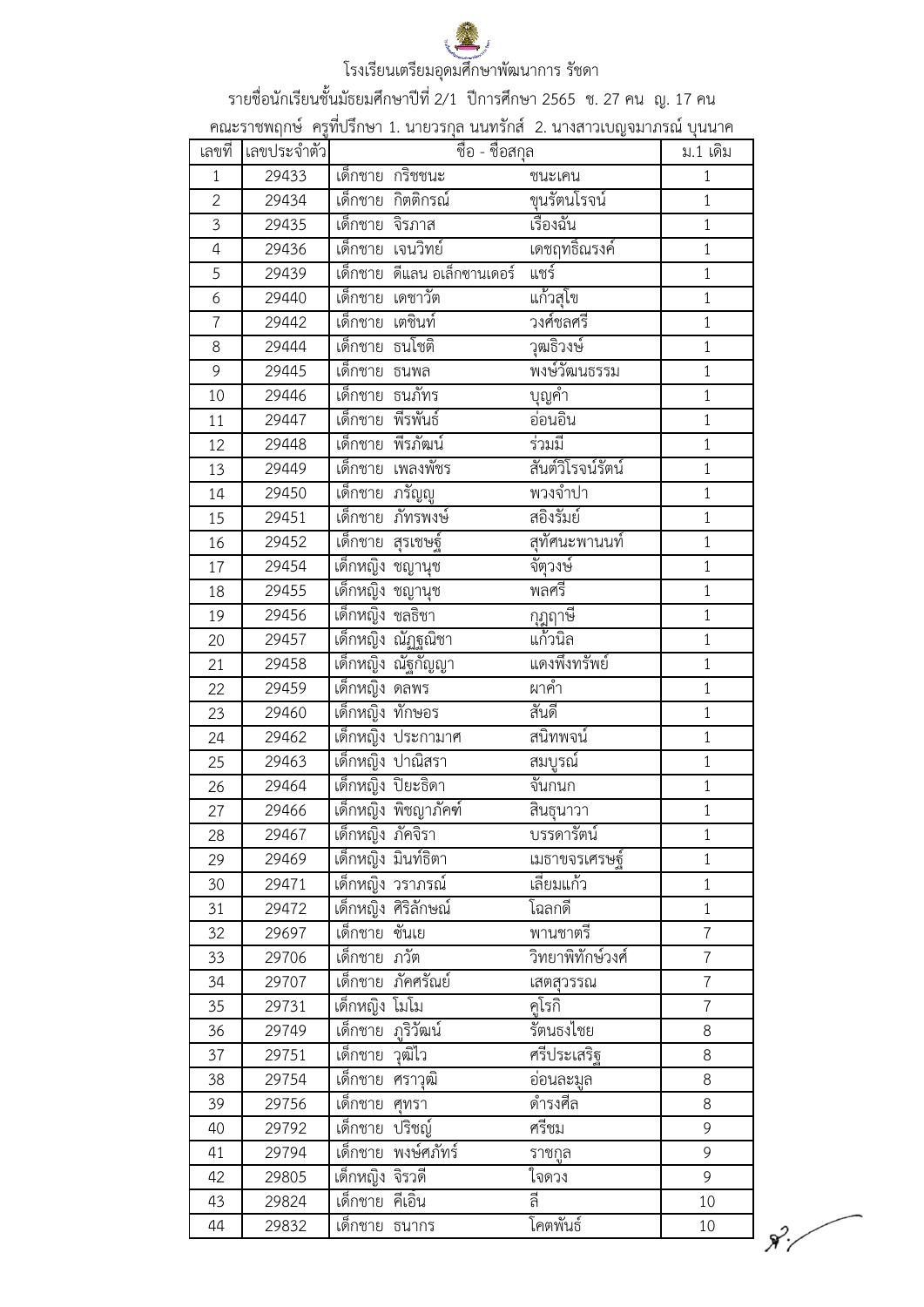# โรงเรียนเตรียมอุดมศึกษาพัฒนาการ รัชดา

รายชื่อนักเรียนชั้นมัธยมศึกษาปีที่ 2/1 ปีการศึกษา 2565 ช. 27 คน ญ. 17 คน

คณะราชพฤกษ์ ครูที่ปรึกษา 1. นายวรกุล นนทรักส์ 2. นางสาวเบญจมาภรณ์ บุนนาค

| เลขที่ | เลขประจำตัว | ชื่อ - ชื่อสกุล | | ม.1 เดิม |
|---|---|---|---|---|
| 1 | 29433 | เด็กชาย กริชชนะ | ชนะเคน | 1 |
| 2 | 29434 | เด็กชาย กิตติกรณ์ | ขุนรัตนโรจน์ | 1 |
| 3 | 29435 | เด็กชาย จิรภาส | เรืองฉัน | 1 |
| 4 | 29436 | เด็กชาย เจนวิทย์ | เดชฤทธิ์ณรงค์ | 1 |
| 5 | 29439 | เด็กชาย ดีแลน อเล็กซานเดอร์ | แชร์ | 1 |
| 6 | 29440 | เด็กชาย เดชาวัต | แก้วสุโข | 1 |
| 7 | 29442 | เด็กชาย เตชินท์ | วงศ์ชลศรี | 1 |
| 8 | 29444 | เด็กชาย ธนโชติ | วุฒธิวงษ์ | 1 |
| 9 | 29445 | เด็กชาย ธนพล | พงษ์วัฒนธรรม | 1 |
| 10 | 29446 | เด็กชาย ธนภัทร | บุญคำ | 1 |
| 11 | 29447 | เด็กชาย พีรพันธ์ | อ่อนอิน | 1 |
| 12 | 29448 | เด็กชาย พีรภัฒน์ | ร่วมมี | 1 |
| 13 | 29449 | เด็กชาย เพลงพัชร | สันต์วิโรจน์รัตน์ | 1 |
| 14 | 29450 | เด็กชาย ภรัญญู | พวงจำปา | 1 |
| 15 | 29451 | เด็กชาย ภัทรพงษ์ | สอิงรัมย์ | 1 |
| 16 | 29452 | เด็กชาย สุรเชษฐ์ | สุทัศนะพานนท์ | 1 |
| 17 | 29454 | เด็กหญิง ชญานุช | จัตุวงษ์ | 1 |
| 18 | 29455 | เด็กหญิง ชญานุช | พลศรี | 1 |
| 19 | 29456 | เด็กหญิง ชลธิชา | กฎฤาษี | 1 |
| 20 | 29457 | เด็กหญิง ณัฏฐณิชา | แก้วนิล | 1 |
| 21 | 29458 | เด็กหญิง ณัฐกัญญา | แดงพึ่งทรัพย์ | 1 |
| 22 | 29459 | เด็กหญิง ดลพร | ผาคำ | 1 |
| 23 | 29460 | เด็กหญิง ทักษอร | สันดี | 1 |
| 24 | 29462 | เด็กหญิง ประกามาศ | สนิทพจน์ | 1 |
| 25 | 29463 | เด็กหญิง ปาณิสรา | สมบูรณ์ | 1 |
| 26 | 29464 | เด็กหญิง ปิยะธิดา | จันกนก | 1 |
| 27 | 29466 | เด็กหญิง พิชญาภัคซ์ | สินธุนาวา | 1 |
| 28 | 29467 | เด็กหญิง ภัคจิรา | บรรดารัตน์ | 1 |
| 29 | 29469 | เด็กหญิง มินท์ธิตา | เมธาขจรเศรษฐ์ | 1 |
| 30 | 29471 | เด็กหญิง วราภรณ์ | เลี่ยมแก้ว | 1 |
| 31 | 29472 | เด็กหญิง ศิริลักษณ์ | โฉลกดี | 1 |
| 32 | 29697 | เด็กชาย ซันเย | พานชาตรี | 7 |
| 33 | 29706 | เด็กชาย ภวัต | วิทยาพิทักษ์วงศ์ | 7 |
| 34 | 29707 | เด็กชาย ภัคศรัณย์ | เสตสุวรรณ | 7 |
| 35 | 29731 | เด็กหญิง โมโม | คูโรกิ | 7 |
| 36 | 29749 | เด็กชาย ภูริวัฒน์ | รัตนธงไชย | 8 |
| 37 | 29751 | เด็กชาย วุฒิไว | ศรีประเสริฐ | 8 |
| 38 | 29754 | เด็กชาย ศราวุฒิ | อ่อนละมูล | 8 |
| 39 | 29756 | เด็กชาย ศุทรา | ดำรงศีล | 8 |
| 40 | 29792 | เด็กชาย ปริชญ์ | ศรีชม | 9 |
| 41 | 29794 | เด็กชาย พงษ์ศภัทร์ | ราชกูล | 9 |
| 42 | 29805 | เด็กหญิง จิรวดี | ใจดวง | 9 |
| 43 | 29824 | เด็กชาย คีเอิน | ลี | 10 |
| 44 | 29832 | เด็กชาย ธนากร | โคตพันธ์ | 10 |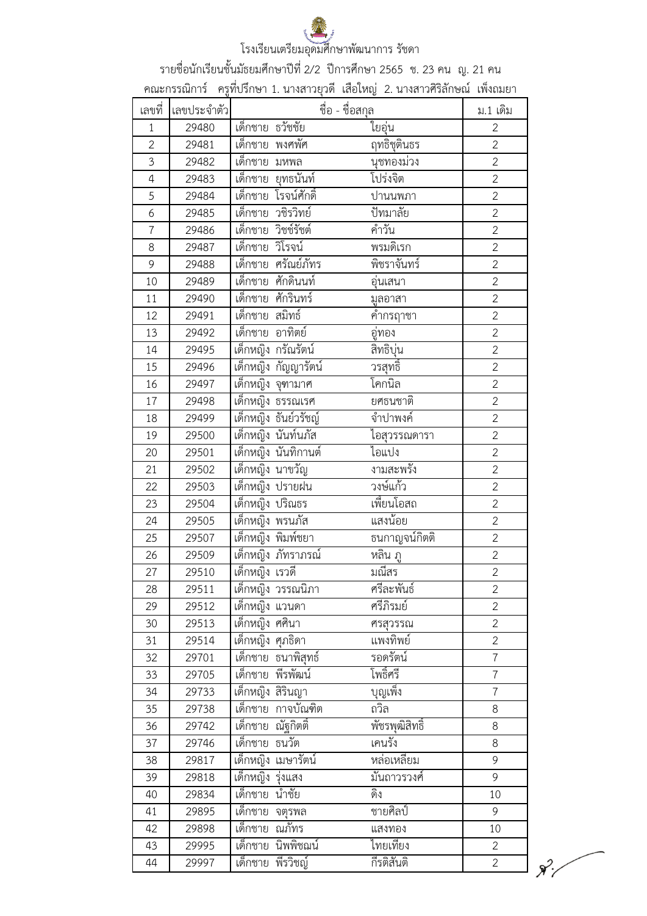โรงเรียนเตรียมอุดมศึกษาพัฒนาการ รัชดา

รายชื่อนักเรียนชั้นมัธยมศึกษาปีที่ 2/2 ปีการศึกษา 2565 ช. 23 คน ญ. 21 คน

คณะกรรมการ ครูที่ปรึกษา 1. นางสาวยุวดี เสือใหญ่ 2. นางสาวศิริลักษณ์ เพ็งถมยา

| เลขที่ | เลขประจำตัว | ชื่อ - ชื่อสกุล | | ม.1 เดิม |
|---|---|---|---|---|
| 1 | 29480 | เด็กชาย ธวัชชัย | ใยอุ่น | 2 |
| 2 | 29481 | เด็กชาย พงศพัศ | ฤทธิชุตินธร | 2 |
| 3 | 29482 | เด็กชาย มหพล | นุชทองม่วง | 2 |
| 4 | 29483 | เด็กชาย ยุทธนันท์ | โปร่งจิต | 2 |
| 5 | 29484 | เด็กชาย โรจน์ศักดิ์ | ปานนพภา | 2 |
| 6 | 29485 | เด็กชาย วชิรวิทย์ | ปัทมาลัย | 2 |
| 7 | 29486 | เด็กชาย วิชช์รัชต์ | คำวัน | 2 |
| 8 | 29487 | เด็กชาย วิโรจน์ | พรมดิเรก | 2 |
| 9 | 29488 | เด็กชาย ศรัณย์ภัทร | พิชราจันทร์ | 2 |
| 10 | 29489 | เด็กชาย ศักดินนท์ | อุ่นเสนา | 2 |
| 11 | 29490 | เด็กชาย ศักรินทร์ | มูลอาสา | 2 |
| 12 | 29491 | เด็กชาย สมิทธ์ | คำกรฤาชา | 2 |
| 13 | 29492 | เด็กชาย อาทิตย์ | อู่ทอง | 2 |
| 14 | 29495 | เด็กหญิง กรัณรัตน์ | สิทธิบุ่น | 2 |
| 15 | 29496 | เด็กหญิง กัญญารัตน์ | วรสุทธิ์ | 2 |
| 16 | 29497 | เด็กหญิง จุฑามาศ | โคกนิล | 2 |
| 17 | 29498 | เด็กหญิง ธรรณเรศ | ยศธนชาติ | 2 |
| 18 | 29499 | เด็กหญิง ธันย์วรัชญ์ | จำปาพงค์ | 2 |
| 19 | 29500 | เด็กหญิง นันท์นภัส | ไอสุวรรณดารา | 2 |
| 20 | 29501 | เด็กหญิง นันทิกานต์ | ไอแปง | 2 |
| 21 | 29502 | เด็กหญิง นาขวัญ | งามสะพรั่ง | 2 |
| 22 | 29503 | เด็กหญิง ปรายฝน | วงษ์แก้ว | 2 |
| 23 | 29504 | เด็กหญิง ปริณธร | เพียนโอสถ | 2 |
| 24 | 29505 | เด็กหญิง พรนภัส | แสงน้อย | 2 |
| 25 | 29507 | เด็กหญิง พิมพ์ชยา | ธนกาญจน์กิตติ | 2 |
| 26 | 29509 | เด็กหญิง ภัทราภรณ์ | หลิน ภู | 2 |
| 27 | 29510 | เด็กหญิง เรวดี | มณีสร | 2 |
| 28 | 29511 | เด็กหญิง วรรณนิภา | ศรีละพันธ์ | 2 |
| 29 | 29512 | เด็กหญิง แวนดา | ศรีภิรมย์ | 2 |
| 30 | 29513 | เด็กหญิง ศศินา | ศรสุวรรณ | 2 |
| 31 | 29514 | เด็กหญิง ศุภธิดา | แพงทิพย์ | 2 |
| 32 | 29701 | เด็กชาย ธนาพิสุทธ์ | รอดรัตน์ | 7 |
| 33 | 29705 | เด็กชาย พีรพัฒน์ | โพธิ์ศรี | 7 |
| 34 | 29733 | เด็กหญิง สิรินญา | บุญเพ็ง | 7 |
| 35 | 29738 | เด็กชาย กาจบัณฑิต | ถวิล | 8 |
| 36 | 29742 | เด็กชาย ณัฐกิตติ์ | พัชรพุฒิสิทธิ | 8 |
| 37 | 29746 | เด็กชาย ธนวัต | เคนรัง | 8 |
| 38 | 29817 | เด็กหญิง เมษารัตน์ | หล่อเหลียม | 9 |
| 39 | 29818 | เด็กหญิง รุ่งแสง | มันถาวรวงศ์ | 9 |
| 40 | 29834 | เด็กชาย นำชัย | ดิง | 10 |
| 41 | 29895 | เด็กชาย จตุรพล | ชายศิลป์ | 9 |
| 42 | 29898 | เด็กชาย ณภัทร | แสงทอง | 10 |
| 43 | 29995 | เด็กชาย นิพพิชฌน์ | ไทยเทียง | 2 |
| 44 | 29997 | เด็กชาย พีรวิชญ์ | กีรติสันติ | 2 |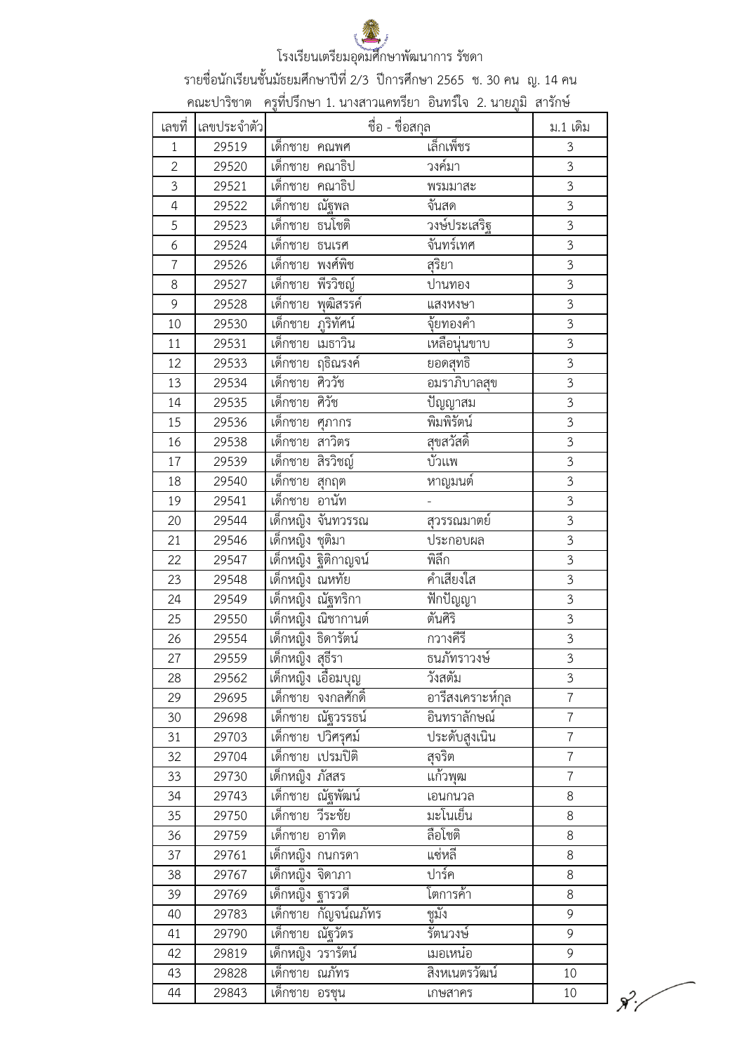โรงเรียนเตรียมอุดมศึกษาพัฒนาการ รัชดา

รายชื่อนักเรียนชั้นมัธยมศึกษาปีที่ 2/3 ปีการศึกษา 2565 ช. 30 คน ญ. 14 คน

คณะปาริชาต ครูที่ปรึกษา 1. นางสาวแคทรียา อินทร์ใจ 2. นายภูมิ สารักษ์

| เลขที่ | เลขประจำตัว | ชื่อ - ชื่อสกุล | | ม.1 เดิม |
|---|---|---|---|---|
| 1 | 29519 | เด็กชาย คณพศ | เล็กเพ็ชร | 3 |
| 2 | 29520 | เด็กชาย คณาธิป | วงค์มา | 3 |
| 3 | 29521 | เด็กชาย คณาธิป | พรมมาสะ | 3 |
| 4 | 29522 | เด็กชาย ณัฐพล | จันสด | 3 |
| 5 | 29523 | เด็กชาย ธนโชติ | วงษ์ประเสริฐ | 3 |
| 6 | 29524 | เด็กชาย ธนเรศ | จันทร์เทศ | 3 |
| 7 | 29526 | เด็กชาย พงศ์พิช | สุริยา | 3 |
| 8 | 29527 | เด็กชาย พีรวิชญ์ | ปานทอง | 3 |
| 9 | 29528 | เด็กชาย พุฒิสรรค์ | แสงหงษา | 3 |
| 10 | 29530 | เด็กชาย ภูริทัศน์ | จุ้ยทองคำ | 3 |
| 11 | 29531 | เด็กชาย เมธาวิน | เหลือนุ่นขาบ | 3 |
| 12 | 29533 | เด็กชาย ฤธิณรงค์ | ยอดสุทธิ | 3 |
| 13 | 29534 | เด็กชาย ศิววัช | อมราภิบาลสุข | 3 |
| 14 | 29535 | เด็กชาย ศิวัช | ปัญญาสม | 3 |
| 15 | 29536 | เด็กชาย ศุภากร | พิมพิรัตน์ | 3 |
| 16 | 29538 | เด็กชาย สาวิตร | สุขสวัสดิ์ | 3 |
| 17 | 29539 | เด็กชาย สิรวิชญ์ | บัวแพ | 3 |
| 18 | 29540 | เด็กชาย สุกฤต | หาญมนต์ | 3 |
| 19 | 29541 | เด็กชาย อานัท | - | 3 |
| 20 | 29544 | เด็กหญิง จันทวรรณ | สุวรรณมาตย์ | 3 |
| 21 | 29546 | เด็กหญิง ชุติมา | ประกอบผล | 3 |
| 22 | 29547 | เด็กหญิง ฐิติกาญจน์ | พิลึก | 3 |
| 23 | 29548 | เด็กหญิง ณหทัย | คำเสียงใส | 3 |
| 24 | 29549 | เด็กหญิง ณัฐทริกา | ฟักปัญญา | 3 |
| 25 | 29550 | เด็กหญิง ณิชากานต์ | ตันศิริ | 3 |
| 26 | 29554 | เด็กหญิง ธิดารัตน์ | กวางคีรี | 3 |
| 27 | 29559 | เด็กหญิง สุธีรา | ธนภัทราวงษ์ | 3 |
| 28 | 29562 | เด็กหญิง เอื้อมบุญ | วังสตัม | 3 |
| 29 | 29695 | เด็กชาย จงกลศักดิ์ | อารีสงเคราะห์กุล | 7 |
| 30 | 29698 | เด็กชาย ณัฐวรรธน์ | อินทราลักษณ์ | 7 |
| 31 | 29703 | เด็กชาย ปวิศรุศม์ | ประดับสูงเนิน | 7 |
| 32 | 29704 | เด็กชาย เปรมปิติ | สุจริต | 7 |
| 33 | 29730 | เด็กหญิง ภัสสร | แก้วพุฒ | 7 |
| 34 | 29743 | เด็กชาย ณัฐพัฒน์ | เอนกนวล | 8 |
| 35 | 29750 | เด็กชาย วีระชัย | มะโนเย็น | 8 |
| 36 | 29759 | เด็กชาย อาทิต | ลือโชติ | 8 |
| 37 | 29761 | เด็กหญิง กนกรดา | แซ่หลี | 8 |
| 38 | 29767 | เด็กหญิง จิดาภา | ปาร์ค | 8 |
| 39 | 29769 | เด็กหญิง ฐารวดี | โตการค้า | 8 |
| 40 | 29783 | เด็กชาย กัญจน์ณภัทร | ชูมัง | 9 |
| 41 | 29790 | เด็กชาย ณัฐวัตร | รัตนวงษ์ | 9 |
| 42 | 29819 | เด็กหญิง วรารัตน์ | เมอเหน่อ | 9 |
| 43 | 29828 | เด็กชาย ณภัทร | สิงหเนตรวัฒน์ | 10 |
| 44 | 29843 | เด็กชาย อรชุน | เกษสาคร | 10 |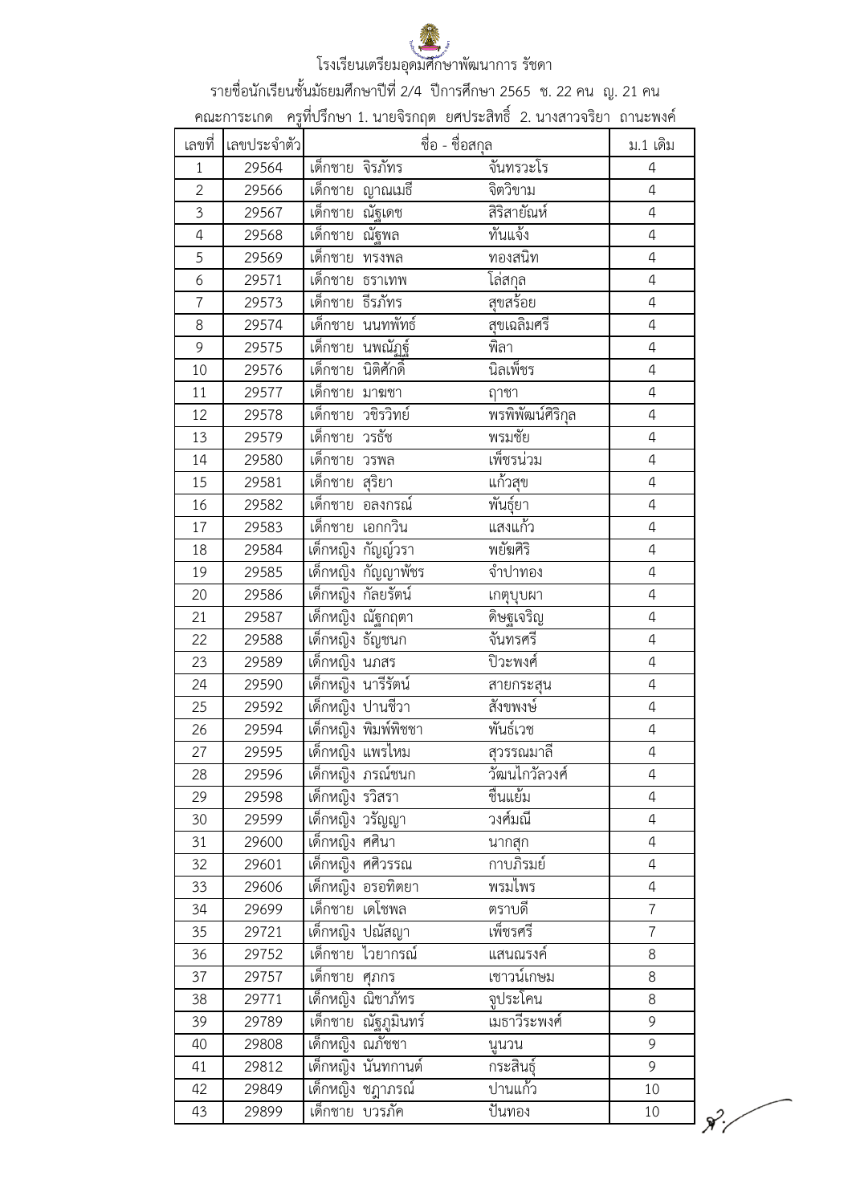โรงเรียนเตรียมอุดมศึกษาพัฒนาการ รัชดา

รายชื่อนักเรียนชั้นมัธยมศึกษาปีที่ 2/4 ปีการศึกษา 2565 ช. 22 คน ญ. 21 คน

คณะการะเกด ครูที่ปรึกษา 1. นายจิรกฤต ยศประสิทธิ์ 2. นางสาวจริยา ถานะพงค์

| เลขที่ | เลขประจำตัว | ชื่อ - ชื่อสกุล | | ม.1 เดิม |
|---|---|---|---|---|
| 1 | 29564 | เด็กชาย จิรภัทร | จันทรวะโร | 4 |
| 2 | 29566 | เด็กชาย ญาณเมธี | จิตวิขาม | 4 |
| 3 | 29567 | เด็กชาย ณัฐเดช | สิริสายัณห์ | 4 |
| 4 | 29568 | เด็กชาย ณัฐพล | ทันแจ้ง | 4 |
| 5 | 29569 | เด็กชาย ทรงพล | ทองสนิท | 4 |
| 6 | 29571 | เด็กชาย ธราเทพ | โล่สกุล | 4 |
| 7 | 29573 | เด็กชาย ธีรภัทร | สุขสร้อย | 4 |
| 8 | 29574 | เด็กชาย นนทพัทธ์ | สุขเฉลิมศรี | 4 |
| 9 | 29575 | เด็กชาย นพณัฎฐ์ | พิลา | 4 |
| 10 | 29576 | เด็กชาย นิติศักดิ์ | นิลเพ็ชร | 4 |
| 11 | 29577 | เด็กชาย มาฆชา | ฤาชา | 4 |
| 12 | 29578 | เด็กชาย วชิรวิทย์ | พรพิพัฒน์ศิริกุล | 4 |
| 13 | 29579 | เด็กชาย วรธัช | พรมชัย | 4 |
| 14 | 29580 | เด็กชาย วรพล | เพ็ชรน่วม | 4 |
| 15 | 29581 | เด็กชาย สุริยา | แก้วสุข | 4 |
| 16 | 29582 | เด็กชาย อลงกรณ์ | พันธุ์ยา | 4 |
| 17 | 29583 | เด็กชาย เอกกวิน | แสงแก้ว | 4 |
| 18 | 29584 | เด็กหญิง กัญญ์วรา | พยัฆศิริ | 4 |
| 19 | 29585 | เด็กหญิง กัญญาพัชร | จำปาทอง | 4 |
| 20 | 29586 | เด็กหญิง กัลยรัตน์ | เกตุบุบผา | 4 |
| 21 | 29587 | เด็กหญิง ณัฐกฤตา | ดิษฐเจริญ | 4 |
| 22 | 29588 | เด็กหญิง ธัญชนก | จันทรศรี | 4 |
| 23 | 29589 | เด็กหญิง นภสร | ปิวะพงศ์ | 4 |
| 24 | 29590 | เด็กหญิง นารีรัตน์ | สายกระสุน | 4 |
| 25 | 29592 | เด็กหญิง ปานชีวา | สังขพงษ์ | 4 |
| 26 | 29594 | เด็กหญิง พิมพ์พิชชา | พันธ์เวช | 4 |
| 27 | 29595 | เด็กหญิง แพรไหม | สุวรรณมาลี | 4 |
| 28 | 29596 | เด็กหญิง ภรณ์ชนก | วัฒนไกวัลวงศ์ | 4 |
| 29 | 29598 | เด็กหญิง รวิสรา | ชื่นแย้ม | 4 |
| 30 | 29599 | เด็กหญิง วรัญญา | วงศ์มณี | 4 |
| 31 | 29600 | เด็กหญิง ศศินา | นากสุก | 4 |
| 32 | 29601 | เด็กหญิง ศศิวรรณ | กาบภิรมย์ | 4 |
| 33 | 29606 | เด็กหญิง อรอทิตยา | พรมไพร | 4 |
| 34 | 29699 | เด็กชาย เดโชพล | ตราบดี | 7 |
| 35 | 29721 | เด็กหญิง ปณัสญา | เพ็ชรศรี | 7 |
| 36 | 29752 | เด็กชาย ไวยากรณ์ | แสนณรงค์ | 8 |
| 37 | 29757 | เด็กชาย ศุภกร | เชาวน์เกษม | 8 |
| 38 | 29771 | เด็กหญิง ณิชาภัทร | จูประโคน | 8 |
| 39 | 29789 | เด็กชาย ณัฐภูมินทร์ | เมธาวีระพงศ์ | 9 |
| 40 | 29808 | เด็กหญิง ณภัชชา | นูนวน | 9 |
| 41 | 29812 | เด็กหญิง นันทกานต์ | กระสินธุ์ | 9 |
| 42 | 29849 | เด็กหญิง ชฎาภรณ์ | ปานแก้ว | 10 |
| 43 | 29899 | เด็กชาย บวรภัค | ปั้นทอง | 10 |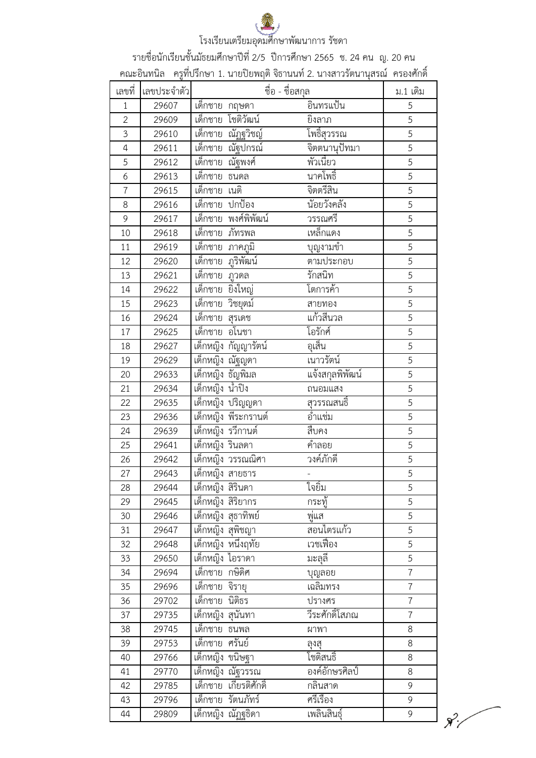โรงเรียนเตรียมอุดมศึกษาพัฒนาการ รัชดา

รายชื่อนักเรียนชั้นมัธยมศึกษาปีที่ 2/5 ปีการศึกษา 2565 ช. 24 คน ญ. 20 คน

คณะอินทนิล ครูที่ปรึกษา 1. นายปิยพฤติ จิธานนท์ 2. นางสาวรัตนานุสรณ์ ครองศักดิ์

| เลขที่ | เลขประจำตัว | ชื่อ - ชื่อสกุล | | ม.1 เดิม |
|---|---|---|---|---|
| 1 | 29607 | เด็กชาย กฤษดา | อินทรแป้น | 5 |
| 2 | 29609 | เด็กชาย โชติวัฒน์ | ยิ่งลาภ | 5 |
| 3 | 29610 | เด็กชาย ณัฏฐวิชญ์ | โพธิ์สุวรรณ | 5 |
| 4 | 29611 | เด็กชาย ณัฐปกรณ์ | จิตตนานุปัทมา | 5 |
| 5 | 29612 | เด็กชาย ณัฐพงศ์ | พัวเนียว | 5 |
| 6 | 29613 | เด็กชาย ธนดล | นาคโพธิ์ | 5 |
| 7 | 29615 | เด็กชาย เนติ | จิตตรีสิน | 5 |
| 8 | 29616 | เด็กชาย ปกป้อง | น้อยวังคลัง | 5 |
| 9 | 29617 | เด็กชาย พงศ์พิพัฒน์ | วรรณศรี | 5 |
| 10 | 29618 | เด็กชาย ภัทรพล | เหล็กแดง | 5 |
| 11 | 29619 | เด็กชาย ภาคภูมิ | บุญงามขำ | 5 |
| 12 | 29620 | เด็กชาย ภูริพัฒน์ | ตามประกอบ | 5 |
| 13 | 29621 | เด็กชาย ภูวดล | รักสนิท | 5 |
| 14 | 29622 | เด็กชาย ยิ่งใหญ่ | โตการค้า | 5 |
| 15 | 29623 | เด็กชาย วิชยุตม์ | สายทอง | 5 |
| 16 | 29624 | เด็กชาย สุรเดช | แก้วสีนวล | 5 |
| 17 | 29625 | เด็กชาย อโนชา | โอรักศ์ | 5 |
| 18 | 29627 | เด็กหญิง กัญญารัตน์ | อุเส็น | 5 |
| 19 | 29629 | เด็กหญิง ณัฐญดา | เนาวรัตน์ | 5 |
| 20 | 29633 | เด็กหญิง ธัญพิมล | แจ้งสกุลพิพัฒน์ | 5 |
| 21 | 29634 | เด็กหญิง น้ำปิง | ถนอมแสง | 5 |
| 22 | 29635 | เด็กหญิง ปริญญดา | สุวรรณสนธิ | 5 |
| 23 | 29636 | เด็กหญิง พีระกรานต์ | อ่ำแช่ม | 5 |
| 24 | 29639 | เด็กหญิง รวีกานต์ | สืบคง | 5 |
| 25 | 29641 | เด็กหญิง รินลดา | คำลอย | 5 |
| 26 | 29642 | เด็กหญิง วรรณณิศา | วงค์ภักดี | 5 |
| 27 | 29643 | เด็กหญิง สายธาร | - | 5 |
| 28 | 29644 | เด็กหญิง สิรินดา | ใจยิ้ม | 5 |
| 29 | 29645 | เด็กหญิง สิริยากร | กระทู้ | 5 |
| 30 | 29646 | เด็กหญิง สุธาทิพย์ | พู่แส | 5 |
| 31 | 29647 | เด็กหญิง สุพิชญา | สอนไตรแก้ว | 5 |
| 32 | 29648 | เด็กหญิง หนึ่งฤทัย | เวชเฟือง | 5 |
| 33 | 29650 | เด็กหญิง ไอราดา | มะลุลี | 5 |
| 34 | 29694 | เด็กชาย กษิดิศ | บุญลอย | 7 |
| 35 | 29696 | เด็กชาย จิรายุ | เฉลิมทรง | 7 |
| 36 | 29702 | เด็กชาย นิติธร | ปรางศร | 7 |
| 37 | 29735 | เด็กหญิง สุนันทา | วีระศักดิ์โสภณ | 7 |
| 38 | 29745 | เด็กชาย ธนพล | ผาพา | 8 |
| 39 | 29753 | เด็กชาย ศรันย์ | ลุงสุ | 8 |
| 40 | 29766 | เด็กหญิง ขนิษฐา | โชติสนธิ | 8 |
| 41 | 29770 | เด็กหญิง ณัฐวรรณ | องค์อักษรศิลป์ | 8 |
| 42 | 29785 | เด็กชาย เกียรติศักดิ์ | กลินสาด | 9 |
| 43 | 29796 | เด็กชาย รัตนภัทร์ | ศรีเรือง | 9 |
| 44 | 29809 | เด็กหญิง ณัฏฐธิดา | เพลินสินธุ์ | 9 |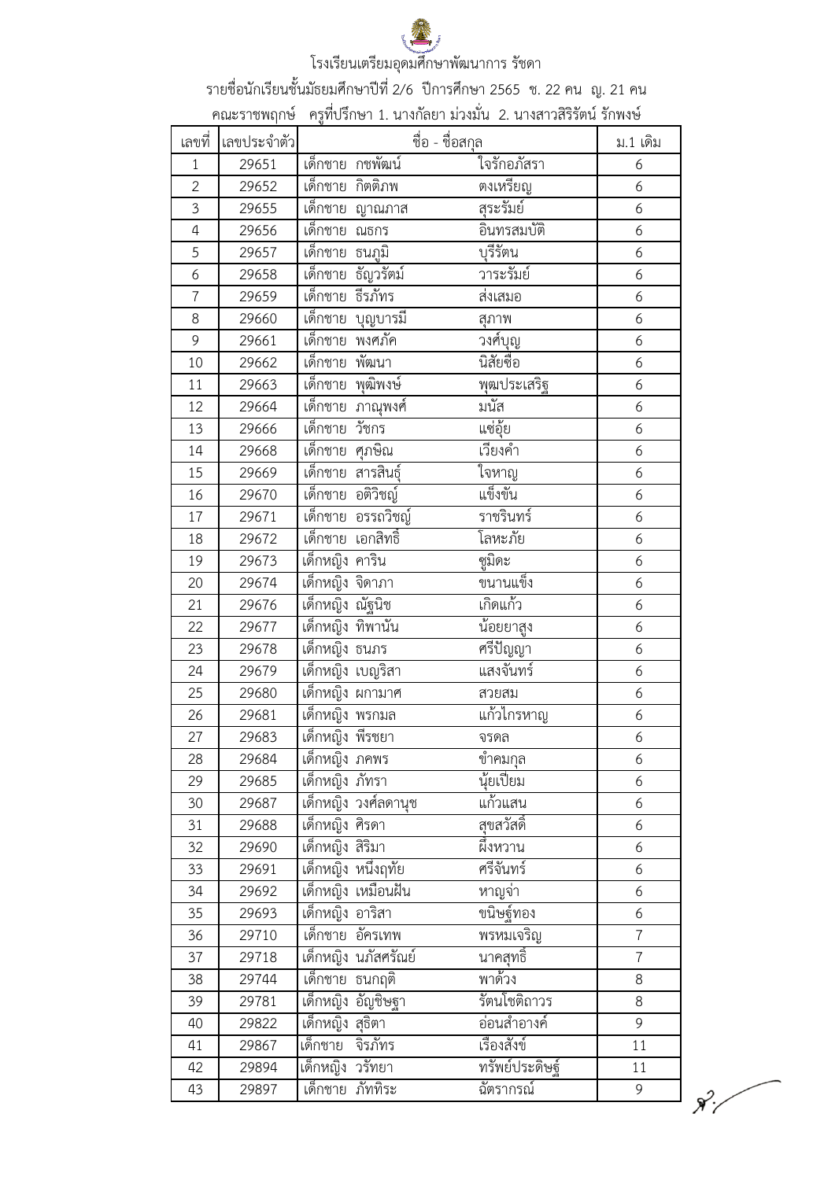# โรงเรียนเตรียมอุดมศึกษาพัฒนาการ รัชดา

รายชื่อนักเรียนชั้นมัธยมศึกษาปีที่ 2/6 ปีการศึกษา 2565 ช. 22 คน ญ. 21 คน

คณะราชพฤกษ์ ครูที่ปรึกษา 1. นางกัลยา ม่วงมั่น 2. นางสาวสิริรัตน์ รักพงษ์

| เลขที่ | เลขประจำตัว | ชื่อ - ชื่อสกุล | | ม.1 เดิม |
|---|---|---|---|---|
| 1 | 29651 | เด็กชาย กชพัฒน์ | ใจรักอภัสรา | 6 |
| 2 | 29652 | เด็กชาย กิตติภพ | ตงเหรียญ | 6 |
| 3 | 29655 | เด็กชาย ญาณภาส | สุระรัมย์ | 6 |
| 4 | 29656 | เด็กชาย ณธกร | อินทรสมบัติ | 6 |
| 5 | 29657 | เด็กชาย ธนภูมิ | บุรีรัตน | 6 |
| 6 | 29658 | เด็กชาย ธัญวรัตม์ | วาระรัมย์ | 6 |
| 7 | 29659 | เด็กชาย ธีรภัทร | ส่งเสมอ | 6 |
| 8 | 29660 | เด็กชาย บุญบารมี | สุภาพ | 6 |
| 9 | 29661 | เด็กชาย พงศภัค | วงศ์บุญ | 6 |
| 10 | 29662 | เด็กชาย พัฒนา | นิสัยซื่อ | 6 |
| 11 | 29663 | เด็กชาย พุฒิพงษ์ | พุฒประเสริฐ | 6 |
| 12 | 29664 | เด็กชาย ภาณุพงศ์ | มนัส | 6 |
| 13 | 29666 | เด็กชาย วัชกร | แซ่อุ้ย | 6 |
| 14 | 29668 | เด็กชาย ศุภษิณ | เวียงคำ | 6 |
| 15 | 29669 | เด็กชาย สารสินธุ์ | ใจหาญ | 6 |
| 16 | 29670 | เด็กชาย อติวิชญ์ | แข็งขัน | 6 |
| 17 | 29671 | เด็กชาย อรรถวิชญ์ | ราชรินทร์ | 6 |
| 18 | 29672 | เด็กชาย เอกสิทธิ์ | โลหะภัย | 6 |
| 19 | 29673 | เด็กหญิง คาริน | ชูมิดะ | 6 |
| 20 | 29674 | เด็กหญิง จิดาภา | ขนานแข็ง | 6 |
| 21 | 29676 | เด็กหญิง ณัฐนิช | เกิดแก้ว | 6 |
| 22 | 29677 | เด็กหญิง ทิพานัน | น้อยยาสูง | 6 |
| 23 | 29678 | เด็กหญิง ธนภร | ศรีปัญญา | 6 |
| 24 | 29679 | เด็กหญิง เบญริสา | แสงจันทร์ | 6 |
| 25 | 29680 | เด็กหญิง ผกามาศ | สวยสม | 6 |
| 26 | 29681 | เด็กหญิง พรกมล | แก้วไกรหาญ | 6 |
| 27 | 29683 | เด็กหญิง พีรชยา | จรดล | 6 |
| 28 | 29684 | เด็กหญิง ภคพร | ขำคมกุล | 6 |
| 29 | 29685 | เด็กหญิง ภัทรา | นุ้ยเปียม | 6 |
| 30 | 29687 | เด็กหญิง วงศ์ลดานุช | แก้วแสน | 6 |
| 31 | 29688 | เด็กหญิง ศิรดา | สุขสวัสดิ์ | 6 |
| 32 | 29690 | เด็กหญิง สิริมา | ผึ้งหวาน | 6 |
| 33 | 29691 | เด็กหญิง หนึ่งฤทัย | ศรีจันทร์ | 6 |
| 34 | 29692 | เด็กหญิง เหมือนฝัน | หาญจ่า | 6 |
| 35 | 29693 | เด็กหญิง อาริสา | ขนิษฐ์ทอง | 6 |
| 36 | 29710 | เด็กชาย อัครเทพ | พรหมเจริญ | 7 |
| 37 | 29718 | เด็กหญิง นภัสศรัณย์ | นาคสุทธิ | 7 |
| 38 | 29744 | เด็กชาย ธนกฤติ | พาด้วง | 8 |
| 39 | 29781 | เด็กหญิง อัญชิษฐา | รัตนโชติถาวร | 8 |
| 40 | 29822 | เด็กหญิง สุธิตา | อ่อนสำอางค์ | 9 |
| 41 | 29867 | เด็กชาย จิรภัทร | เรืองสังข์ | 11 |
| 42 | 29894 | เด็กหญิง วรัทยา | ทรัพย์ประดิษฐ์ | 11 |
| 43 | 29897 | เด็กชาย ภัททิระ | ฉัตรากรณ์ | 9 |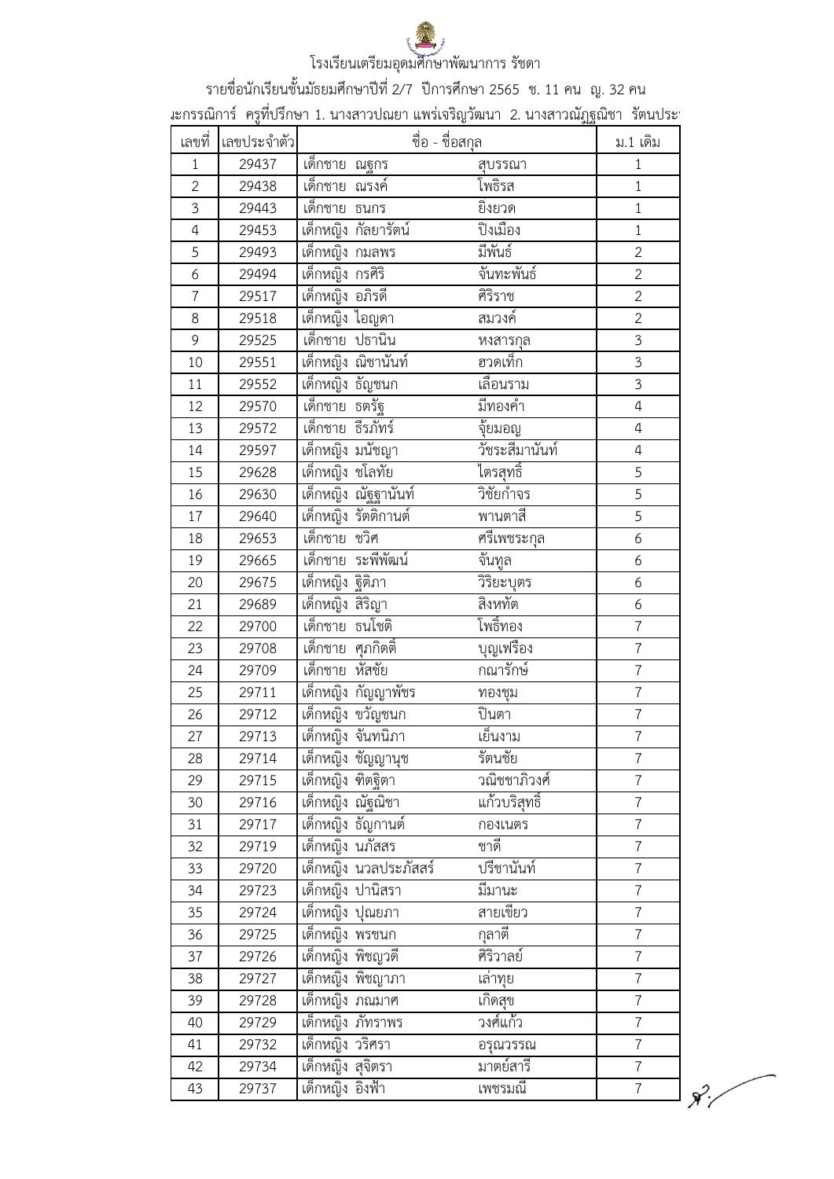# โรงเรียนเตรียมอุดมศึกษาพัฒนาการ รัชดา

รายชื่อนักเรียนชั้นมัธยมศึกษาปีที่ 2/7 ปีการศึกษา 2565 ช. 11 คน ญ. 32 คน

ะกรรณิการ์ ครูที่ปรึกษา 1. นางสาวปณยา แพร่เจริญวัฒนา 2. นางสาวณัฏฐณิชา รัตนประ

| เลขที่ | เลขประจำตัว | ชื่อ - ชื่อสกุล | | ม.1 เดิม |
|---|---|---|---|---|
| 1 | 29437 | เด็กชาย ณฐกร | สุบรรณา | 1 |
| 2 | 29438 | เด็กชาย ณรงค์ | โพธิรส | 1 |
| 3 | 29443 | เด็กชาย ธนกร | ยิ่งยวด | 1 |
| 4 | 29453 | เด็กหญิง กัลยารัตน์ | ปิงเมือง | 1 |
| 5 | 29493 | เด็กหญิง กมลพร | มีพันธ์ | 2 |
| 6 | 29494 | เด็กหญิง กรศิริ | จันทะพันธ์ | 2 |
| 7 | 29517 | เด็กหญิง อภิรดี | ศิริราช | 2 |
| 8 | 29518 | เด็กหญิง ไอญดา | สมวงศ์ | 2 |
| 9 | 29525 | เด็กชาย ปรานิน | หงสารกุล | 3 |
| 10 | 29551 | เด็กหญิง ณิชานันท์ | ฮวดเท็ก | 3 |
| 11 | 29552 | เด็กหญิง ธัญชนก | เลื่อนราม | 3 |
| 12 | 29570 | เด็กชาย ธตรัฐ | มีทองคำ | 4 |
| 13 | 29572 | เด็กชาย ธีรภัทร์ | จุ้ยมอญ | 4 |
| 14 | 29597 | เด็กหญิง มนัชญา | วัชระสีมานันท์ | 4 |
| 15 | 29628 | เด็กหญิง ชโลทัย | ไตรสุทธิ์ | 5 |
| 16 | 29630 | เด็กหญิง ณัฐฐานันท์ | วิชัยกำจร | 5 |
| 17 | 29640 | เด็กหญิง รัตติกานต์ | พานตาสี | 5 |
| 18 | 29653 | เด็กชาย ชวิศ | ศรีเพชระกุล | 6 |
| 19 | 29665 | เด็กชาย ระพีพัฒน์ | จันทูล | 6 |
| 20 | 29675 | เด็กหญิง ฐิติภา | วิริยะบุตร | 6 |
| 21 | 29689 | เด็กหญิง สิริญา | สิงหทัต | 6 |
| 22 | 29700 | เด็กชาย ธนโชติ | โพธิ์ทอง | 7 |
| 23 | 29708 | เด็กชาย ศุภกิตติ์ | บุญเฟรือง | 7 |
| 24 | 29709 | เด็กชาย หัสชัย | กณารักษ์ | 7 |
| 25 | 29711 | เด็กหญิง กัญญาพัชร | ทองชุม | 7 |
| 26 | 29712 | เด็กหญิง ขวัญชนก | ปินตา | 7 |
| 27 | 29713 | เด็กหญิง จันทนิภา | เย็นงาม | 7 |
| 28 | 29714 | เด็กหญิง ชัญญานุช | รัตนชัย | 7 |
| 29 | 29715 | เด็กหญิง ฑิตฐิตา | วณิชชาภิวงศ์ | 7 |
| 30 | 29716 | เด็กหญิง ณัฐณิชา | แก้วบริสุทธิ์ | 7 |
| 31 | 29717 | เด็กหญิง ธัญกานต์ | กองเนตร | 7 |
| 32 | 29719 | เด็กหญิง นภัสสร | ชาดี | 7 |
| 33 | 29720 | เด็กหญิง นวลประภัสสร์ | ปรีชานันท์ | 7 |
| 34 | 29723 | เด็กหญิง ปานิสรา | มีมานะ | 7 |
| 35 | 29724 | เด็กหญิง ปุณยภา | สายเขียว | 7 |
| 36 | 29725 | เด็กหญิง พรชนก | กุลาตี | 7 |
| 37 | 29726 | เด็กหญิง พิชญวดี | ศิริวาลย์ | 7 |
| 38 | 29727 | เด็กหญิง พิชญาภา | เล่าทุย | 7 |
| 39 | 29728 | เด็กหญิง ภณมาศ | เกิดสุข | 7 |
| 40 | 29729 | เด็กหญิง ภัทราพร | วงศ์แก้ว | 7 |
| 41 | 29732 | เด็กหญิง วริศรา | อรุณวรรณ | 7 |
| 42 | 29734 | เด็กหญิง สุจิตรา | มาตย์สารี | 7 |
| 43 | 29737 | เด็กหญิง อิงฟ้า | เพชรมณี | 7 |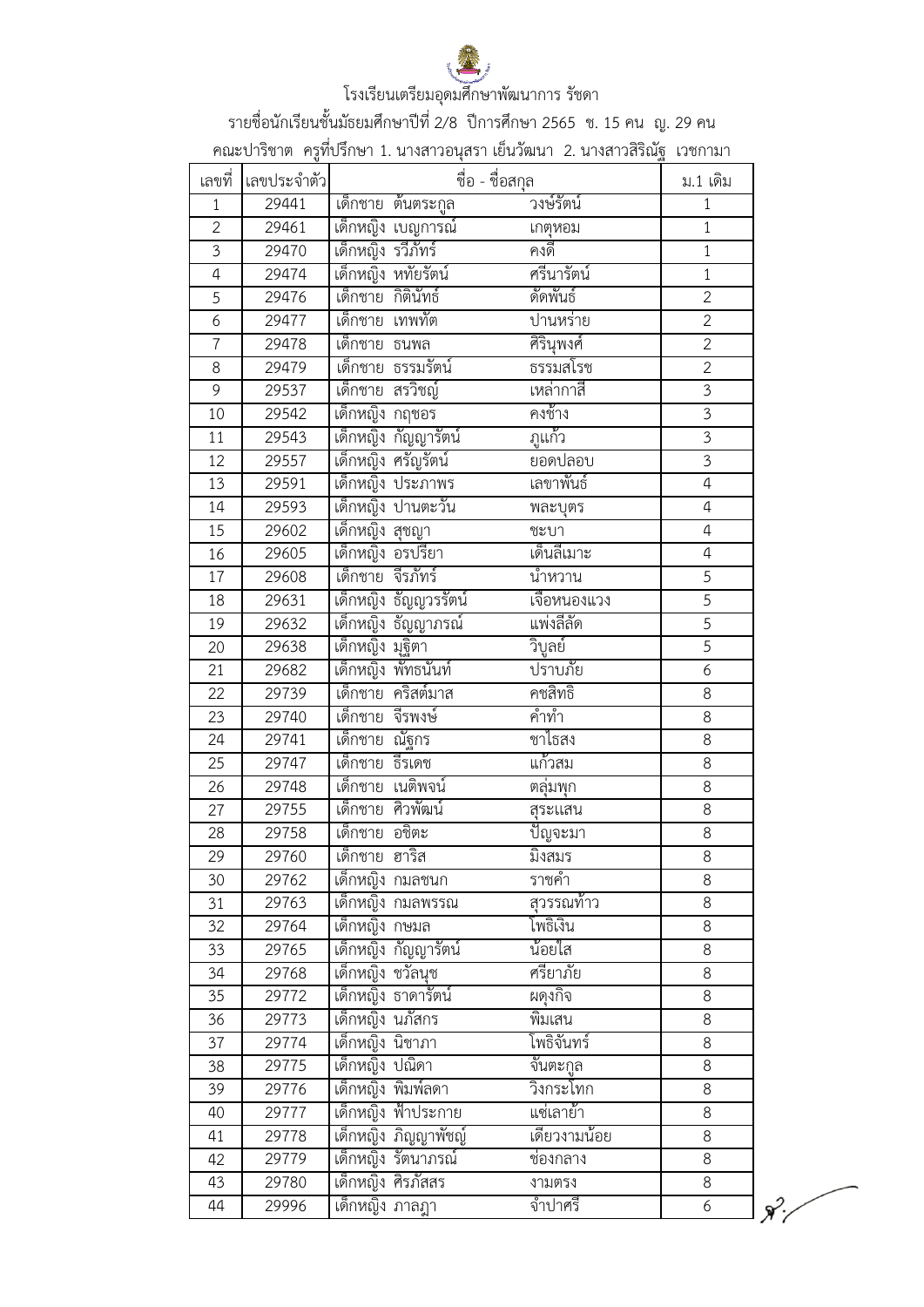# โรงเรียนเตรียมอุดมศึกษาพัฒนาการ รัชดา

รายชื่อนักเรียนชั้นมัธยมศึกษาปีที่ 2/8 ปีการศึกษา 2565 ช. 15 คน ญ. 29 คน

คณะปาริชาต ครูที่ปรึกษา 1. นางสาวอนุสรา เย็นวัฒนา 2. นางสาวสิริณัฐ เวชกามา

| เลขที่ | เลขประจำตัว | ชื่อ - ชื่อสกุล | | ม.1 เดิม |
|---|---|---|---|---|
| 1 | 29441 | เด็กชาย ต้นตระกูล | วงษ์รัตน์ | 1 |
| 2 | 29461 | เด็กหญิง เบญการณ์ | เกตุหอม | 1 |
| 3 | 29470 | เด็กหญิง รวีภัทร์ | คงดี | 1 |
| 4 | 29474 | เด็กหญิง หทัยรัตน์ | ศรีนารัตน์ | 1 |
| 5 | 29476 | เด็กชาย กิตินัทธ์ | ดัดพันธ์ | 2 |
| 6 | 29477 | เด็กชาย เทพทัต | ปานหร่าย | 2 |
| 7 | 29478 | เด็กชาย ธนพล | ศิรินุพงศ์ | 2 |
| 8 | 29479 | เด็กชาย ธรรมรัตน์ | ธรรมสโรช | 2 |
| 9 | 29537 | เด็กชาย สรวิชญ์ | เหล่ากาสี | 3 |
| 10 | 29542 | เด็กหญิง กฤชอร | คงช้าง | 3 |
| 11 | 29543 | เด็กหญิง กัญญารัตน์ | ภูแก้ว | 3 |
| 12 | 29557 | เด็กหญิง ศรัญรัตน์ | ยอดปลอบ | 3 |
| 13 | 29591 | เด็กหญิง ประภาพร | เลขาพันธ์ | 4 |
| 14 | 29593 | เด็กหญิง ปานตะวัน | พละบุตร | 4 |
| 15 | 29602 | เด็กหญิง สุชญา | ชะบา | 4 |
| 16 | 29605 | เด็กหญิง อรปรียา | เด็นลีเมาะ | 4 |
| 17 | 29608 | เด็กชาย จีรภัทร์ | น้ำหวาน | 5 |
| 18 | 29631 | เด็กหญิง ธัญญวรรัตน์ | เจือหนองแวง | 5 |
| 19 | 29632 | เด็กหญิง ธัญญาภรณ์ | แพ่งสีลัด | 5 |
| 20 | 29638 | เด็กหญิง มุฐิตา | วิบูลย์ | 5 |
| 21 | 29682 | เด็กหญิง พัทธนันท์ | ปราบภัย | 6 |
| 22 | 29739 | เด็กชาย คริสต์มาส | คชสิทธิ | 8 |
| 23 | 29740 | เด็กชาย จีรพงษ์ | คำทำ | 8 |
| 24 | 29741 | เด็กชาย ณัฐกร | ชาไธสง | 8 |
| 25 | 29747 | เด็กชาย ธีรเดช | แก้วสม | 8 |
| 26 | 29748 | เด็กชาย เนติพจน์ | ตลุ่มพุก | 8 |
| 27 | 29755 | เด็กชาย ศิวพัฒน์ | สุระแสน | 8 |
| 28 | 29758 | เด็กชาย อชิตะ | ปัญจะมา | 8 |
| 29 | 29760 | เด็กชาย ฮาริส | มิงสมร | 8 |
| 30 | 29762 | เด็กหญิง กมลชนก | ราชคำ | 8 |
| 31 | 29763 | เด็กหญิง กมลพรรณ | สุวรรณท้าว | 8 |
| 32 | 29764 | เด็กหญิง กษมล | โพธิเงิน | 8 |
| 33 | 29765 | เด็กหญิง กัญญารัตน์ | น้อยใส | 8 |
| 34 | 29768 | เด็กหญิง ชวัลนุช | ศรียาภัย | 8 |
| 35 | 29772 | เด็กหญิง ธาดารัตน์ | ผดุงกิจ | 8 |
| 36 | 29773 | เด็กหญิง นภัสกร | พิมเสน | 8 |
| 37 | 29774 | เด็กหญิง นิชาภา | โพธิจันทร์ | 8 |
| 38 | 29775 | เด็กหญิง ปณิดา | จันตะกูล | 8 |
| 39 | 29776 | เด็กหญิง พิมพ์ลดา | วิงกระโทก | 8 |
| 40 | 29777 | เด็กหญิง ฟ้าประกาย | แซ่เลายั้ | 8 |
| 41 | 29778 | เด็กหญิง ภิญญาพัชญ์ | เดียวงามน้อย | 8 |
| 42 | 29779 | เด็กหญิง รัตนาภรณ์ | ช่องกลาง | 8 |
| 43 | 29780 | เด็กหญิง ศิรภัสสร | งามตรง | 8 |
| 44 | 29996 | เด็กหญิง ภาลฎา | จำปาศรี | 6 |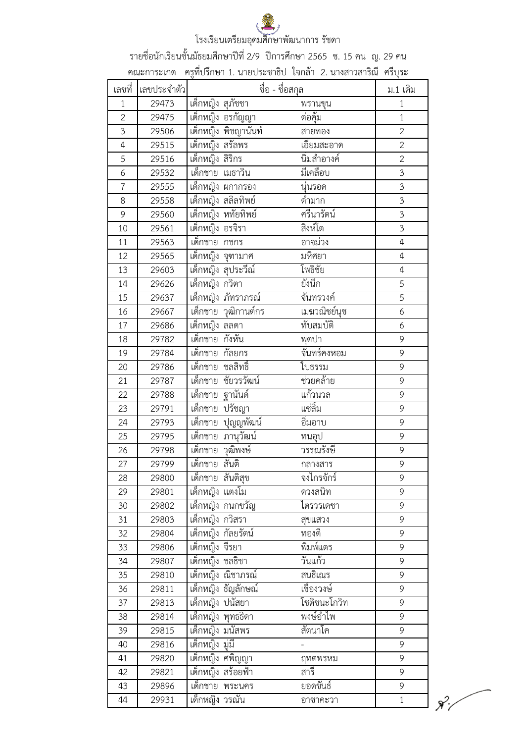# โรงเรียนเตรียมอุดมศึกษาพัฒนาการ รัชดา

รายชื่อนักเรียนชั้นมัธยมศึกษาปีที่ 2/9 ปีการศึกษา 2565 ช. 15 คน ญ. 29 คน

คณะการะเกด ครูที่ปรึกษา 1. นายประชาธิป ใจกล้า 2. นางสาวสาริณี ศรีบุระ

| เลขที่ | เลขประจำตัว | ชื่อ - ชื่อสกุล | | ม.1 เดิม |
|---|---|---|---|---|
| 1 | 29473 | เด็กหญิง สุภัชชา | พรานขุน | 1 |
| 2 | 29475 | เด็กหญิง อรกัญญา | ต่อคุ้ม | 1 |
| 3 | 29506 | เด็กหญิง พิชญานันท์ | สายทอง | 2 |
| 4 | 29515 | เด็กหญิง สรัลพร | เอียมสะอาด | 2 |
| 5 | 29516 | เด็กหญิง สิริกร | นิมสำอางค์ | 2 |
| 6 | 29532 | เด็กชาย เมธาวิน | มีเคลือบ | 3 |
| 7 | 29555 | เด็กหญิง ผกากรอง | นุ่นรอด | 3 |
| 8 | 29558 | เด็กหญิง สลิลทิพย์ | ดำมาก | 3 |
| 9 | 29560 | เด็กหญิง หทัยทิพย์ | ศรีนารัตน์ | 3 |
| 10 | 29561 | เด็กหญิง อรจิรา | สิงห์โต | 3 |
| 11 | 29563 | เด็กชาย กชกร | อาจม่วง | 4 |
| 12 | 29565 | เด็กหญิง จุฑามาศ | มหิศยา | 4 |
| 13 | 29603 | เด็กหญิง สุประวีณ์ | โพธิชัย | 4 |
| 14 | 29626 | เด็กหญิง กวิตา | ยังนึก | 5 |
| 15 | 29637 | เด็กหญิง ภัทราภรณ์ | จันทรวงศ์ | 5 |
| 16 | 29667 | เด็กชาย วุฒิกานต์กร | เมฆวณิชย์นุช | 6 |
| 17 | 29686 | เด็กหญิง ลลดา | ทับสมบัติ | 6 |
| 18 | 29782 | เด็กชาย กังหัน | พุดปา | 9 |
| 19 | 29784 | เด็กชาย กัลยกร | จันทร์คงหอม | 9 |
| 20 | 29786 | เด็กชาย ชลสิทธิ | ใบธรรม | 9 |
| 21 | 29787 | เด็กชาย ชัยวรวัฒน์ | ช่วยคล้าย | 9 |
| 22 | 29788 | เด็กชาย ฐานันด์ | แก้วนวล | 9 |
| 23 | 29791 | เด็กชาย ปรัชญา | แซ่ลิ้ม | 9 |
| 24 | 29793 | เด็กชาย ปุญญพัฒน์ | อิมอาบ | 9 |
| 25 | 29795 | เด็กชาย ภานุวัฒน์ | ทนอุป | 9 |
| 26 | 29798 | เด็กชาย วุฒิพงษ์ | วรรณรังษี | 9 |
| 27 | 29799 | เด็กชาย สันติ | กลางสาร | 9 |
| 28 | 29800 | เด็กชาย สันติสุข | จงไกรจักร์ | 9 |
| 29 | 29801 | เด็กหญิง แตงโม | ดวงสนิท | 9 |
| 30 | 29802 | เด็กหญิง กนกขวัญ | ไตรวรเดชา | 9 |
| 31 | 29803 | เด็กหญิง กวิสรา | สุขแสวง | 9 |
| 32 | 29804 | เด็กหญิง กัลยรัตน์ | ทองดี | 9 |
| 33 | 29806 | เด็กหญิง จีรยา | พิมพ์แตร | 9 |
| 34 | 29807 | เด็กหญิง ชลธิชา | วันแก้ว | 9 |
| 35 | 29810 | เด็กหญิง ณิชาภรณ์ | สนธิเณร | 9 |
| 36 | 29811 | เด็กหญิง ธัญลักษณ์ | เชืองวงษ์ | 9 |
| 37 | 29813 | เด็กหญิง ปนัสยา | โชติชนะโกวิท | 9 |
| 38 | 29814 | เด็กหญิง พุทธธิดา | พงษ์อำไพ | 9 |
| 39 | 29815 | เด็กหญิง มนัสพร | สัตนาโค | 9 |
| 40 | 29816 | เด็กหญิง มู่มี | - | 9 |
| 41 | 29820 | เด็กหญิง ศพิญญา | ฤทตพรหม | 9 |
| 42 | 29821 | เด็กหญิง สร้อยฟ้า | สารี | 9 |
| 43 | 29896 | เด็กชาย พระนคร | ยอดขันธ์ | 9 |
| 44 | 29931 | เด็กหญิง วรณัน | อาซาคะวา | 1 |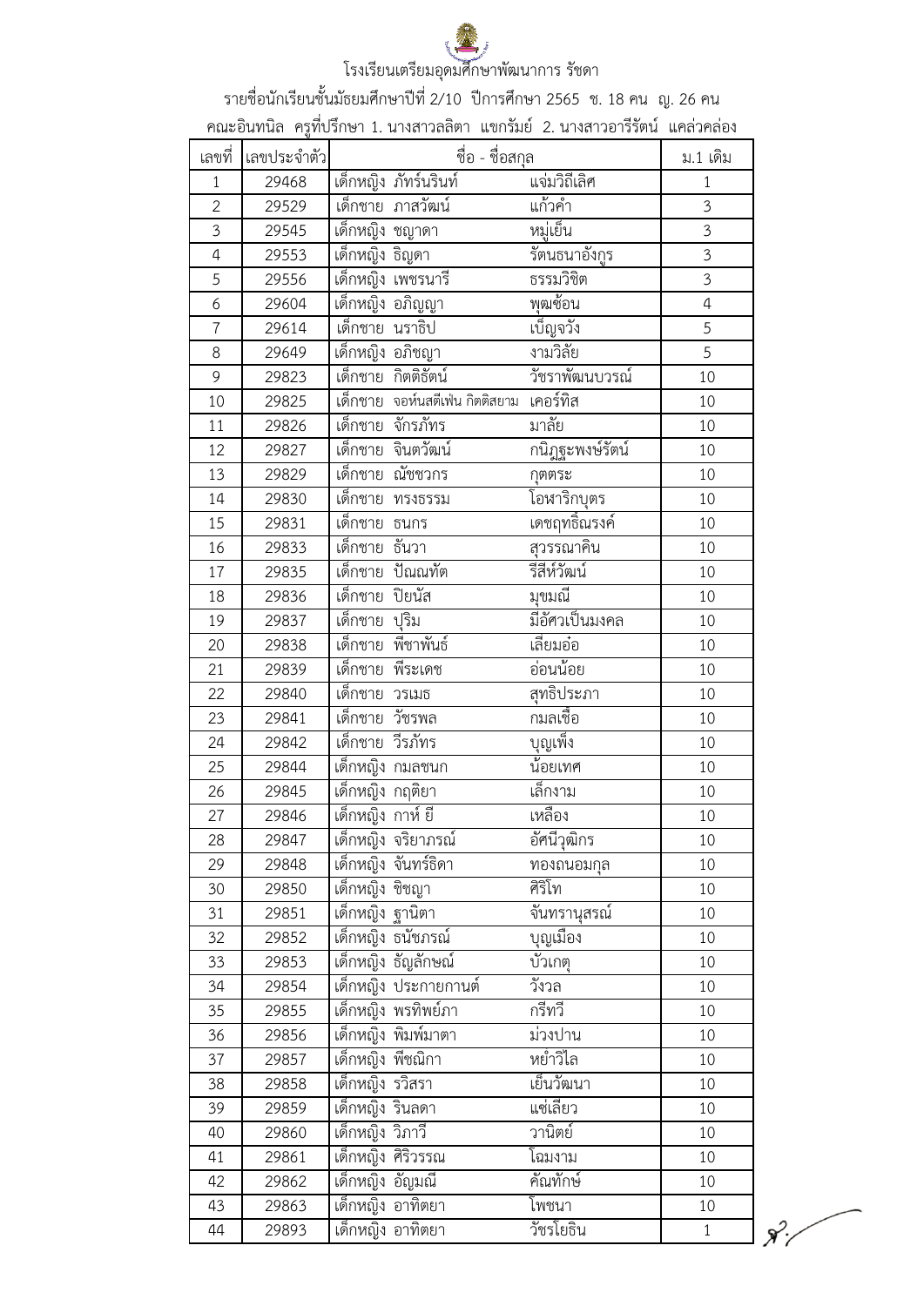โรงเรียนเตรียมอุดมศึกษาพัฒนาการ รัชดา

รายชื่อนักเรียนชั้นมัธยมศึกษาปีที่ 2/10 ปีการศึกษา 2565 ช. 18 คน ญ. 26 คน

คณะอินทนิล ครูที่ปรึกษา 1. นางสาวลลิตา แขกรัมย์ 2. นางสาวอารีรัตน์ แคล่วคล่อง

| เลขที่ | เลขประจำตัว | ชื่อ - ชื่อสกุล | | ม.1 เดิม |
|---|---|---|---|---|
| 1 | 29468 | เด็กหญิง ภัทร์นรินท์ | แจ่มวิถีเลิศ | 1 |
| 2 | 29529 | เด็กชาย ภาสวัฒน์ | แก้วคำ | 3 |
| 3 | 29545 | เด็กหญิง ชญาดา | หมู่เย็น | 3 |
| 4 | 29553 | เด็กหญิง ธิญดา | รัตนธนาอังกูร | 3 |
| 5 | 29556 | เด็กหญิง เพชรนารี | ธรรมวิชิต | 3 |
| 6 | 29604 | เด็กหญิง อภิญญา | พุฒซ้อน | 4 |
| 7 | 29614 | เด็กชาย นราธิป | เบ็ญจวัง | 5 |
| 8 | 29649 | เด็กหญิง อภิชญา | งามวิลัย | 5 |
| 9 | 29823 | เด็กชาย กิตติรัตน์ | วัชราพัฒนบวรณ์ | 10 |
| 10 | 29825 | เด็กชาย จอห์นสตีเฟ่น กิตติสยาม | เคอร์ทิส | 10 |
| 11 | 29826 | เด็กชาย จักรภัทร | มาลัย | 10 |
| 12 | 29827 | เด็กชาย จินตวัฒน์ | กนิฏฐะพงษ์รัตน์ | 10 |
| 13 | 29829 | เด็กชาย ณัชชวกร | กุตตระ | 10 |
| 14 | 29830 | เด็กชาย ทรงธรรม | โอฬาริกบุตร | 10 |
| 15 | 29831 | เด็กชาย ธนกร | เดชฤทธิ์ณรงค์ | 10 |
| 16 | 29833 | เด็กชาย ธันวา | สุวรรณาคิน | 10 |
| 17 | 29835 | เด็กชาย ปัณณทัต | รีสีห์วัฒน์ | 10 |
| 18 | 29836 | เด็กชาย ปิยนัส | มุขมณี | 10 |
| 19 | 29837 | เด็กชาย ปุริม | มีอัศวเป็นมงคล | 10 |
| 20 | 29838 | เด็กชาย พีชาพันธ์ | เลียมอ๋อ | 10 |
| 21 | 29839 | เด็กชาย พีระเดช | อ่อนน้อย | 10 |
| 22 | 29840 | เด็กชาย วรเมธ | สุทธิประภา | 10 |
| 23 | 29841 | เด็กชาย วัชรพล | กมลเชื้อ | 10 |
| 24 | 29842 | เด็กชาย วีรภัทร | บุญเพ็ง | 10 |
| 25 | 29844 | เด็กหญิง กมลชนก | น้อยเทศ | 10 |
| 26 | 29845 | เด็กหญิง กฤติยา | เล็กงาม | 10 |
| 27 | 29846 | เด็กหญิง กาห์ ยี | เหลือง | 10 |
| 28 | 29847 | เด็กหญิง จริยาภรณ์ | อัศนีวุฒิกร | 10 |
| 29 | 29848 | เด็กหญิง จันทร์ธิดา | ทองถนอมกุล | 10 |
| 30 | 29850 | เด็กหญิง ชิชญา | ศิริโท | 10 |
| 31 | 29851 | เด็กหญิง ฐานิตา | จันทรานุสรณ์ | 10 |
| 32 | 29852 | เด็กหญิง ธนัชภรณ์ | บุญเมือง | 10 |
| 33 | 29853 | เด็กหญิง ธัญลักษณ์ | บัวเกตุ | 10 |
| 34 | 29854 | เด็กหญิง ประกายกานต์ | วังวล | 10 |
| 35 | 29855 | เด็กหญิง พรทิพย์ภา | กรีทวี | 10 |
| 36 | 29856 | เด็กหญิง พิมพ์มาตา | ม่วงปาน | 10 |
| 37 | 29857 | เด็กหญิง พีชณิกา | หยำวิไล | 10 |
| 38 | 29858 | เด็กหญิง รวิสรา | เย็นวัฒนา | 10 |
| 39 | 29859 | เด็กหญิง รินลดา | แซ่เลียว | 10 |
| 40 | 29860 | เด็กหญิง วิภาวี | วานิตย์ | 10 |
| 41 | 29861 | เด็กหญิง ศิริวรรณ | โฉมงาม | 10 |
| 42 | 29862 | เด็กหญิง อัญมณี | คัณทักษ์ | 10 |
| 43 | 29863 | เด็กหญิง อาทิตยา | โพชนา | 10 |
| 44 | 29893 | เด็กหญิง อาทิตยา | วัชรโยธิน | 1 |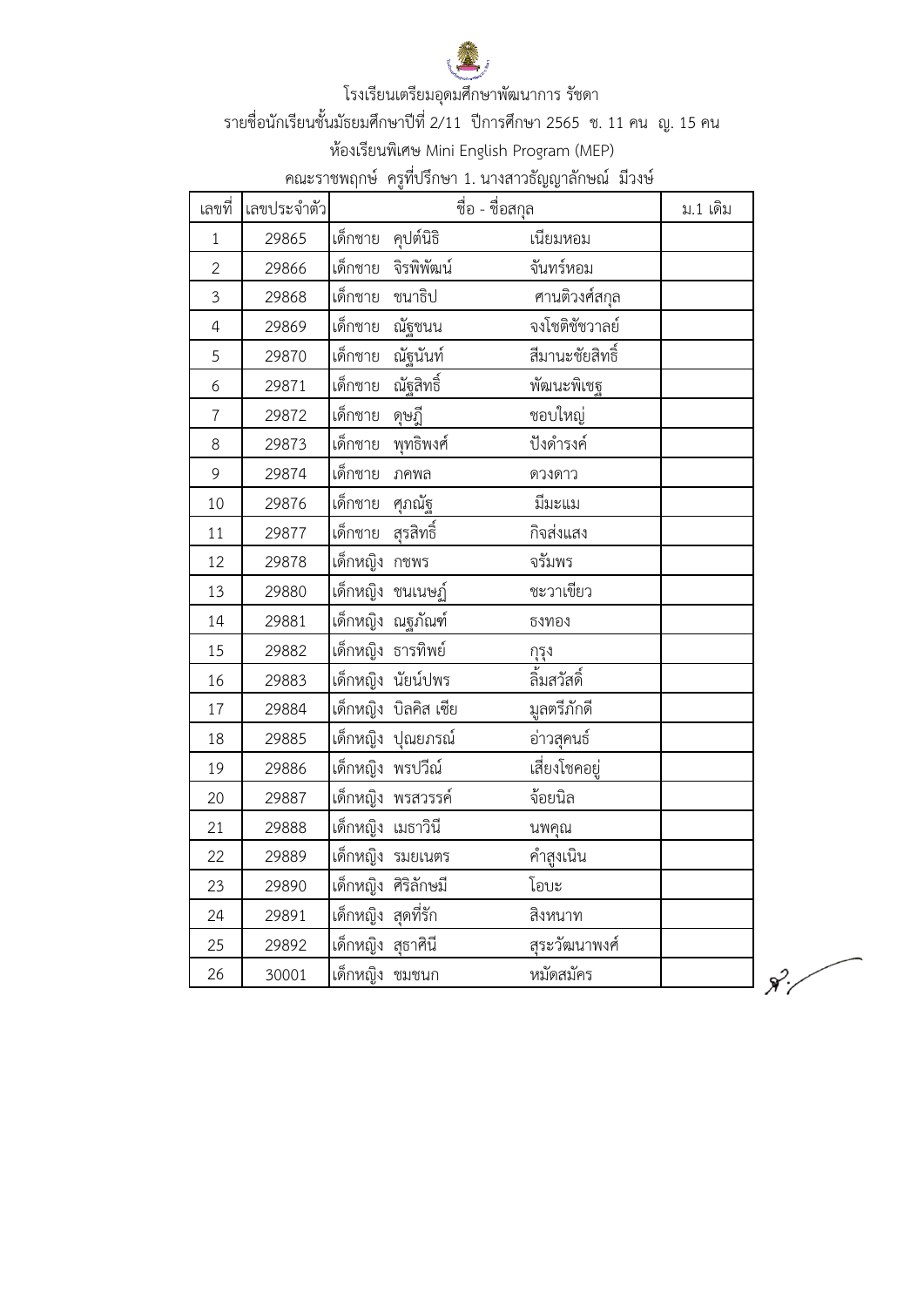โรงเรียนเตรียมอุดมศึกษาพัฒนาการ รัชดา

รายชื่อนักเรียนชั้นมัธยมศึกษาปีที่ 2/11 ปีการศึกษา 2565 ช. 11 คน ญ. 15 คน

ห้องเรียนพิเศษ Mini English Program (MEP)

คณะราชพฤกษ์ ครูที่ปรึกษา 1. นางสาวธัญญาลักษณ์ มีวงษ์

| เลขที่ | เลขประจำตัว | ชื่อ - ชื่อสกุล | | ม.1 เดิม |
|---|---|---|---|---|
| 1 | 29865 | เด็กชาย คุปต์นิธิ | เนียมหอม | |
| 2 | 29866 | เด็กชาย จิรพิพัฒน์ | จันทร์หอม | |
| 3 | 29868 | เด็กชาย ชนาธิป | ศานติวงศ์สกุล | |
| 4 | 29869 | เด็กชาย ณัฐชนน | จงโชติชัชวาลย์ | |
| 5 | 29870 | เด็กชาย ณัฐนันท์ | สีมานะชัยสิทธิ์ | |
| 6 | 29871 | เด็กชาย ณัฐสิทธิ์ | พัฒนะพิเชฐ | |
| 7 | 29872 | เด็กชาย ดุษฎี | ชอบใหญ่ | |
| 8 | 29873 | เด็กชาย พุทธิพงศ์ | ปังดำรงค์ | |
| 9 | 29874 | เด็กชาย ภคพล | ดวงดาว | |
| 10 | 29876 | เด็กชาย ศุภณัฐ | มีมะแม | |
| 11 | 29877 | เด็กชาย สุรสิทธิ์ | กิจส่งแสง | |
| 12 | 29878 | เด็กหญิง กชพร | จรัมพร | |
| 13 | 29880 | เด็กหญิง ชนเนษฎ์ | ชะวาเขียว | |
| 14 | 29881 | เด็กหญิง ณฐภัณฑ์ | ธงทอง | |
| 15 | 29882 | เด็กหญิง ธารทิพย์ | กุรุง | |
| 16 | 29883 | เด็กหญิง นัยน์ปพร | ลิ้มสวัสดิ์ | |
| 17 | 29884 | เด็กหญิง บิลคิส เซีย | มูลตรีภักดี | |
| 18 | 29885 | เด็กหญิง ปุณยภรณ์ | อ่าวสุคนธ์ | |
| 19 | 29886 | เด็กหญิง พรปวีณ์ | เสี่ยงโชคอยู่ | |
| 20 | 29887 | เด็กหญิง พรสวรรค์ | จ้อยนิล | |
| 21 | 29888 | เด็กหญิง เมธาวินี | นพคุณ | |
| 22 | 29889 | เด็กหญิง รมยเนตร | คำสูงเนิน | |
| 23 | 29890 | เด็กหญิง ศิริลักษมี | โอบะ | |
| 24 | 29891 | เด็กหญิง สุดที่รัก | สิงหนาท | |
| 25 | 29892 | เด็กหญิง สุธาศินี | สุระวัฒนาพงศ์ | |
| 26 | 30001 | เด็กหญิง ชมชนก | หมัดสมัคร | |